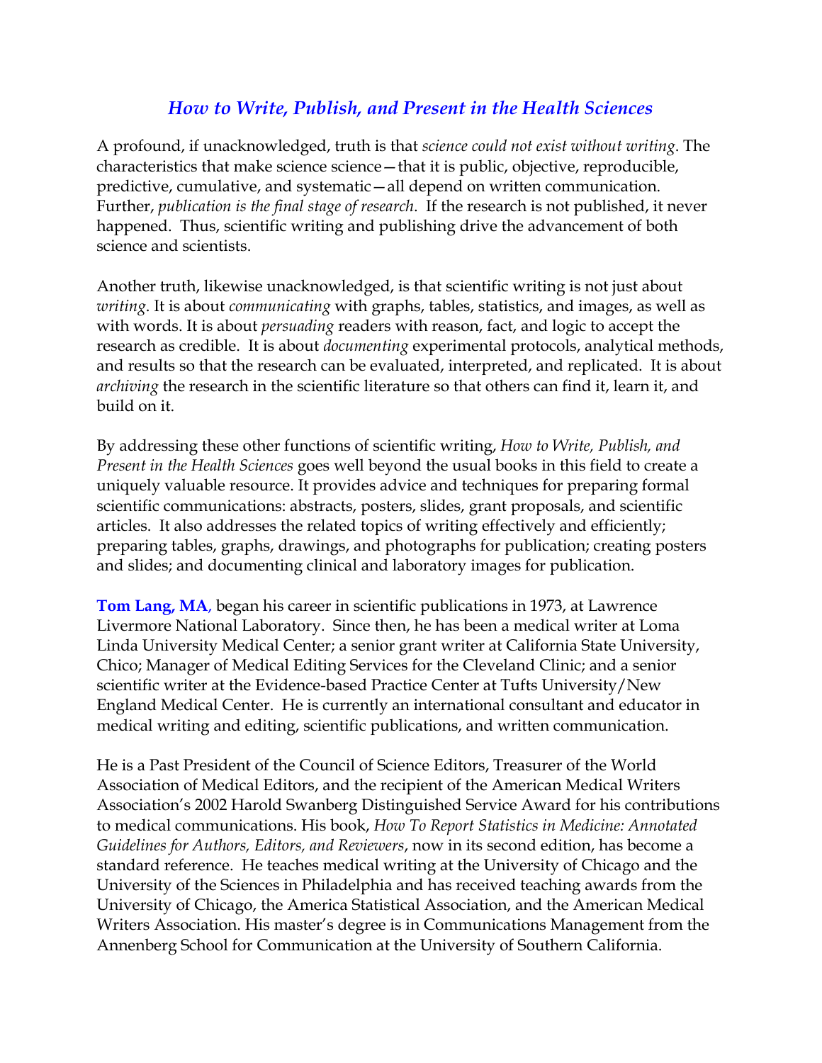# *How to Write, Publish, and Present in the Health Sciences*

A profound, if unacknowledged, truth is that *science could not exist without writing*. The characteristics that make science science—that it is public, objective, reproducible, predictive, cumulative, and systematic—all depend on written communication. Further, *publication is the final stage of research*. If the research is not published, it never happened. Thus, scientific writing and publishing drive the advancement of both science and scientists.

Another truth, likewise unacknowledged, is that scientific writing is not just about *writing*. It is about *communicating* with graphs, tables, statistics, and images, as well as with words. It is about *persuading* readers with reason, fact, and logic to accept the research as credible. It is about *documenting* experimental protocols, analytical methods, and results so that the research can be evaluated, interpreted, and replicated. It is about *archiving* the research in the scientific literature so that others can find it, learn it, and build on it.

By addressing these other functions of scientific writing, *How to Write, Publish, and Present in the Health Sciences* goes well beyond the usual books in this field to create a uniquely valuable resource. It provides advice and techniques for preparing formal scientific communications: abstracts, posters, slides, grant proposals, and scientific articles. It also addresses the related topics of writing effectively and efficiently; preparing tables, graphs, drawings, and photographs for publication; creating posters and slides; and documenting clinical and laboratory images for publication.

**Tom Lang, MA**, began his career in scientific publications in 1973, at Lawrence Livermore National Laboratory. Since then, he has been a medical writer at Loma Linda University Medical Center; a senior grant writer at California State University, Chico; Manager of Medical Editing Services for the Cleveland Clinic; and a senior scientific writer at the Evidence-based Practice Center at Tufts University/New England Medical Center. He is currently an international consultant and educator in medical writing and editing, scientific publications, and written communication.

He is a Past President of the Council of Science Editors, Treasurer of the World Association of Medical Editors, and the recipient of the American Medical Writers Association's 2002 Harold Swanberg Distinguished Service Award for his contributions to medical communications. His book, *How To Report Statistics in Medicine: Annotated Guidelines for Authors, Editors, and Reviewers*, now in its second edition, has become a standard reference. He teaches medical writing at the University of Chicago and the University of the Sciences in Philadelphia and has received teaching awards from the University of Chicago, the America Statistical Association, and the American Medical Writers Association. His master's degree is in Communications Management from the Annenberg School for Communication at the University of Southern California.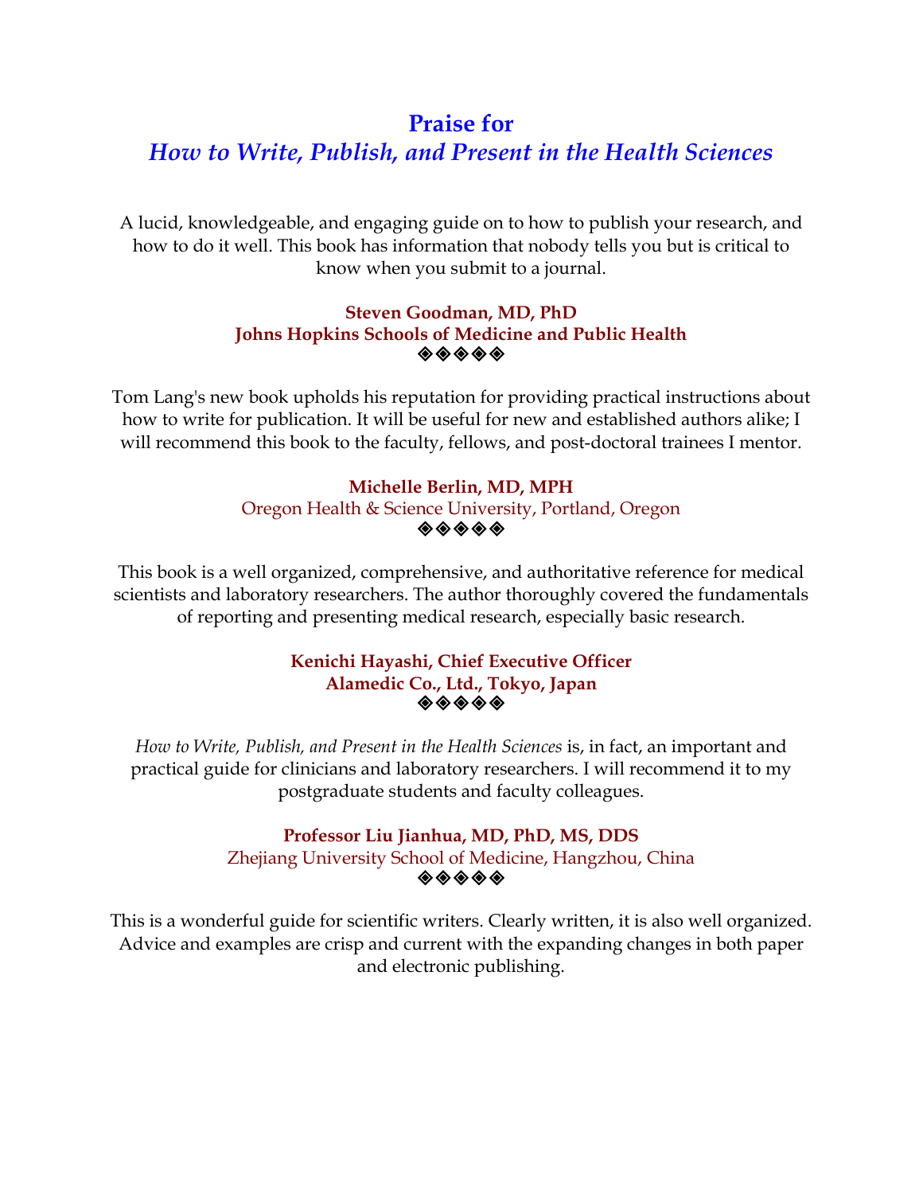# Praise for
## *How to Write, Publish, and Present in the Health Sciences*

A lucid, knowledgeable, and engaging guide on to how to publish your research, and how to do it well. This book has information that nobody tells you but is critical to know when you submit to a journal.

**Steven Goodman, MD, PhD**
**Johns Hopkins Schools of Medicine and Public Health**

◈◈◈◈◈

Tom Lang's new book upholds his reputation for providing practical instructions about how to write for publication. It will be useful for new and established authors alike; I will recommend this book to the faculty, fellows, and post-doctoral trainees I mentor.

**Michelle Berlin, MD, MPH**
Oregon Health & Science University, Portland, Oregon

◈◈◈◈◈

This book is a well organized, comprehensive, and authoritative reference for medical scientists and laboratory researchers. The author thoroughly covered the fundamentals of reporting and presenting medical research, especially basic research.

**Kenichi Hayashi, Chief Executive Officer**
**Alamedic Co., Ltd., Tokyo, Japan**

◈◈◈◈◈

*How to Write, Publish, and Present in the Health Sciences* is, in fact, an important and practical guide for clinicians and laboratory researchers. I will recommend it to my postgraduate students and faculty colleagues.

**Professor Liu Jianhua, MD, PhD, MS, DDS**
Zhejiang University School of Medicine, Hangzhou, China

◈◈◈◈◈

This is a wonderful guide for scientific writers. Clearly written, it is also well organized. Advice and examples are crisp and current with the expanding changes in both paper and electronic publishing.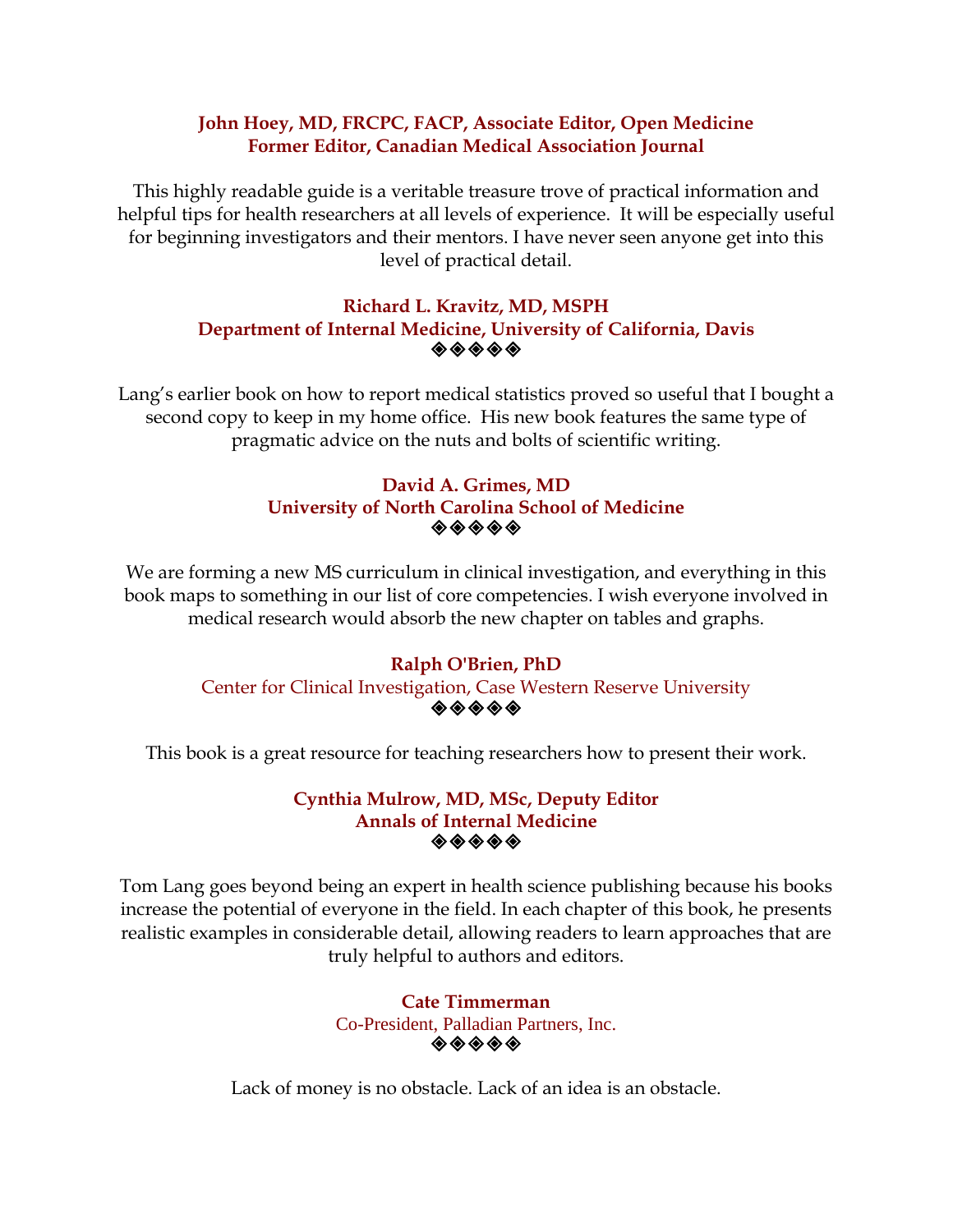**John Hoey, MD, FRCPC, FACP, Associate Editor, Open Medicine**
**Former Editor, Canadian Medical Association Journal**

This highly readable guide is a veritable treasure trove of practical information and helpful tips for health researchers at all levels of experience. It will be especially useful for beginning investigators and their mentors. I have never seen anyone get into this level of practical detail.

**Richard L. Kravitz, MD, MSPH**
**Department of Internal Medicine, University of California, Davis**

◈◈◈◈◈

Lang's earlier book on how to report medical statistics proved so useful that I bought a second copy to keep in my home office. His new book features the same type of pragmatic advice on the nuts and bolts of scientific writing.

**David A. Grimes, MD**
**University of North Carolina School of Medicine**

◈◈◈◈◈

We are forming a new MS curriculum in clinical investigation, and everything in this book maps to something in our list of core competencies. I wish everyone involved in medical research would absorb the new chapter on tables and graphs.

**Ralph O'Brien, PhD**
Center for Clinical Investigation, Case Western Reserve University

◈◈◈◈◈

This book is a great resource for teaching researchers how to present their work.

**Cynthia Mulrow, MD, MSc, Deputy Editor**
**Annals of Internal Medicine**

◈◈◈◈◈

Tom Lang goes beyond being an expert in health science publishing because his books increase the potential of everyone in the field. In each chapter of this book, he presents realistic examples in considerable detail, allowing readers to learn approaches that are truly helpful to authors and editors.

**Cate Timmerman**
Co-President, Palladian Partners, Inc.

◈◈◈◈◈

Lack of money is no obstacle. Lack of an idea is an obstacle.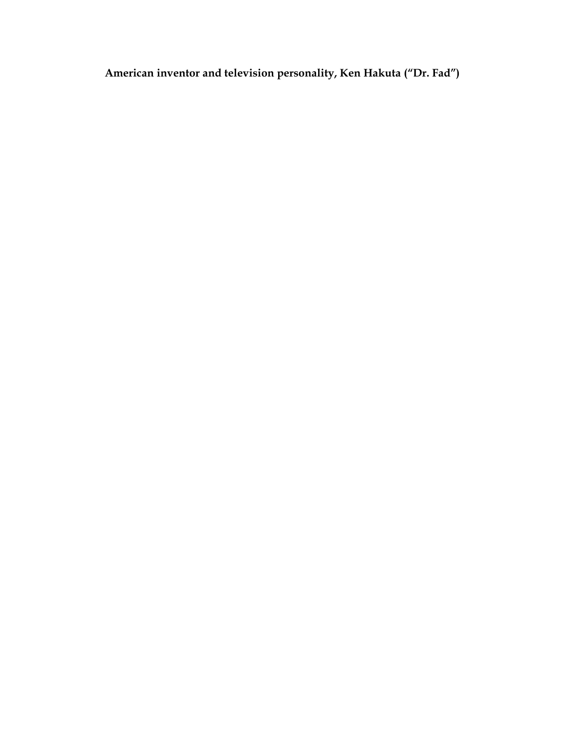**American inventor and television personality, Ken Hakuta ("Dr. Fad")**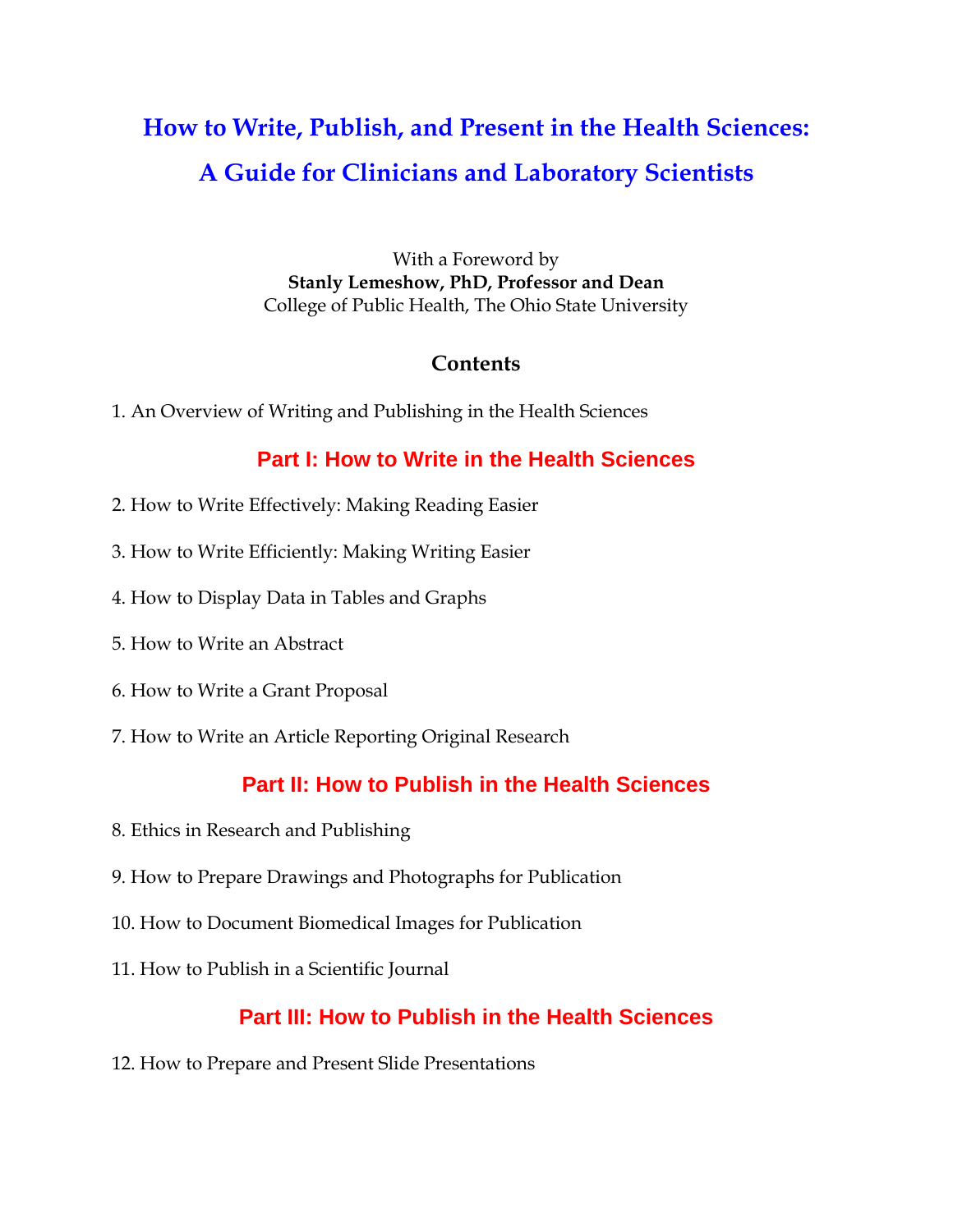# How to Write, Publish, and Present in the Health Sciences: A Guide for Clinicians and Laboratory Scientists

With a Foreword by
**Stanly Lemeshow, PhD, Professor and Dean**
College of Public Health, The Ohio State University

## Contents

1. An Overview of Writing and Publishing in the Health Sciences

### Part I: How to Write in the Health Sciences

2. How to Write Effectively: Making Reading Easier

3. How to Write Efficiently: Making Writing Easier

4. How to Display Data in Tables and Graphs

5. How to Write an Abstract

6. How to Write a Grant Proposal

7. How to Write an Article Reporting Original Research

### Part II: How to Publish in the Health Sciences

8. Ethics in Research and Publishing

9. How to Prepare Drawings and Photographs for Publication

10. How to Document Biomedical Images for Publication

11. How to Publish in a Scientific Journal

### Part III: How to Publish in the Health Sciences

12. How to Prepare and Present Slide Presentations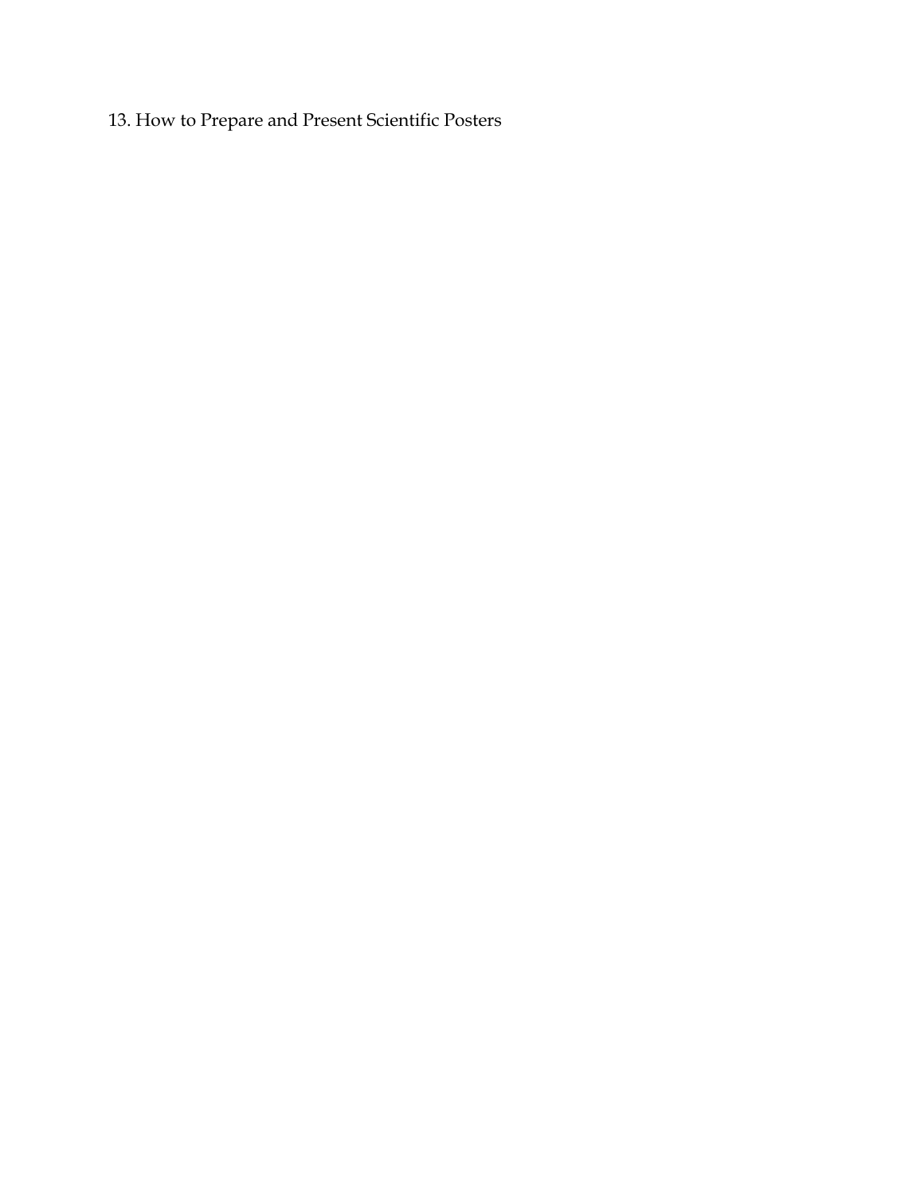13. How to Prepare and Present Scientific Posters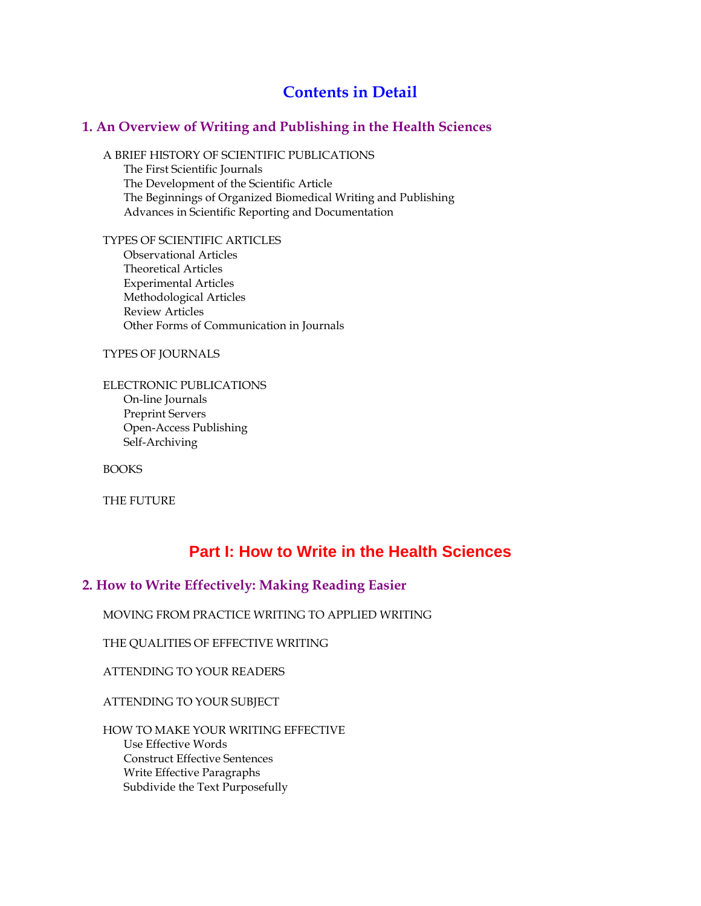# Contents in Detail

## 1. An Overview of Writing and Publishing in the Health Sciences

A BRIEF HISTORY OF SCIENTIFIC PUBLICATIONS
- The First Scientific Journals
- The Development of the Scientific Article
- The Beginnings of Organized Biomedical Writing and Publishing
- Advances in Scientific Reporting and Documentation

TYPES OF SCIENTIFIC ARTICLES
- Observational Articles
- Theoretical Articles
- Experimental Articles
- Methodological Articles
- Review Articles
- Other Forms of Communication in Journals

TYPES OF JOURNALS

ELECTRONIC PUBLICATIONS
- On-line Journals
- Preprint Servers
- Open-Access Publishing
- Self-Archiving

BOOKS

THE FUTURE

# Part I: How to Write in the Health Sciences

## 2. How to Write Effectively: Making Reading Easier

MOVING FROM PRACTICE WRITING TO APPLIED WRITING

THE QUALITIES OF EFFECTIVE WRITING

ATTENDING TO YOUR READERS

ATTENDING TO YOUR SUBJECT

HOW TO MAKE YOUR WRITING EFFECTIVE
- Use Effective Words
- Construct Effective Sentences
- Write Effective Paragraphs
- Subdivide the Text Purposefully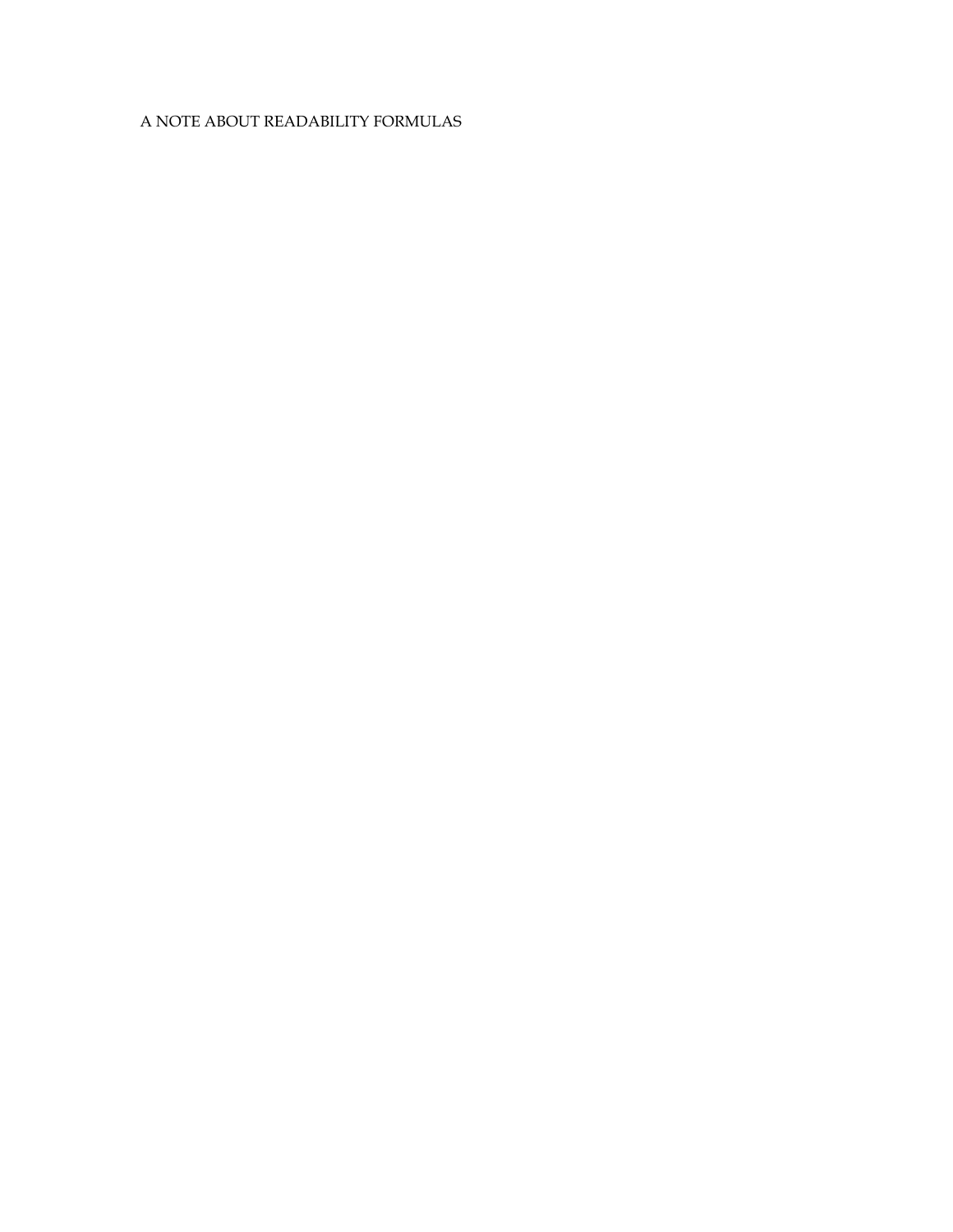A NOTE ABOUT READABILITY FORMULAS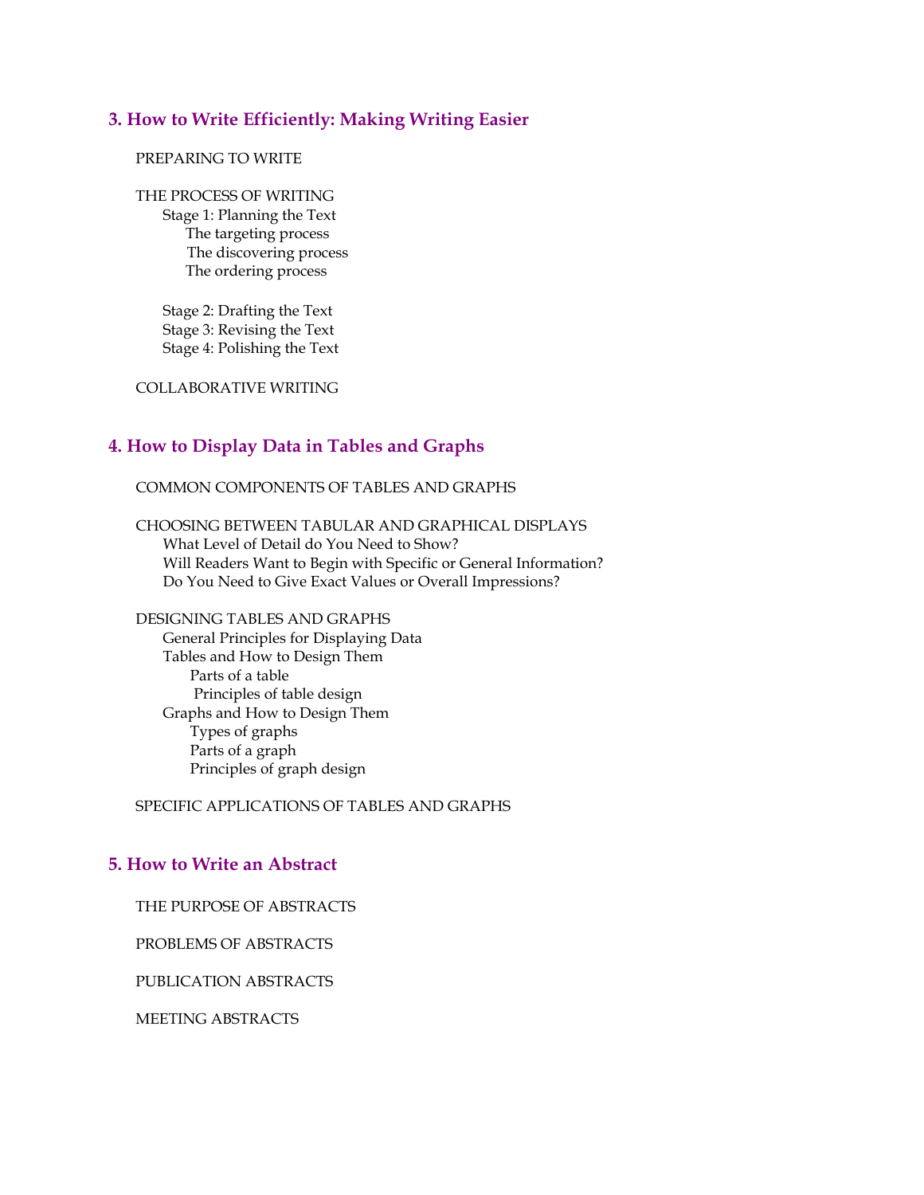## 3. How to Write Efficiently: Making Writing Easier

PREPARING TO WRITE

THE PROCESS OF WRITING

- Stage 1: Planning the Text
  - The targeting process
  - The discovering process
  - The ordering process
- Stage 2: Drafting the Text
- Stage 3: Revising the Text
- Stage 4: Polishing the Text

COLLABORATIVE WRITING

## 4. How to Display Data in Tables and Graphs

COMMON COMPONENTS OF TABLES AND GRAPHS

CHOOSING BETWEEN TABULAR AND GRAPHICAL DISPLAYS

- What Level of Detail do You Need to Show?
- Will Readers Want to Begin with Specific or General Information?
- Do You Need to Give Exact Values or Overall Impressions?

DESIGNING TABLES AND GRAPHS

- General Principles for Displaying Data
- Tables and How to Design Them
  - Parts of a table
  - Principles of table design
- Graphs and How to Design Them
  - Types of graphs
  - Parts of a graph
  - Principles of graph design

SPECIFIC APPLICATIONS OF TABLES AND GRAPHS

## 5. How to Write an Abstract

THE PURPOSE OF ABSTRACTS

PROBLEMS OF ABSTRACTS

PUBLICATION ABSTRACTS

MEETING ABSTRACTS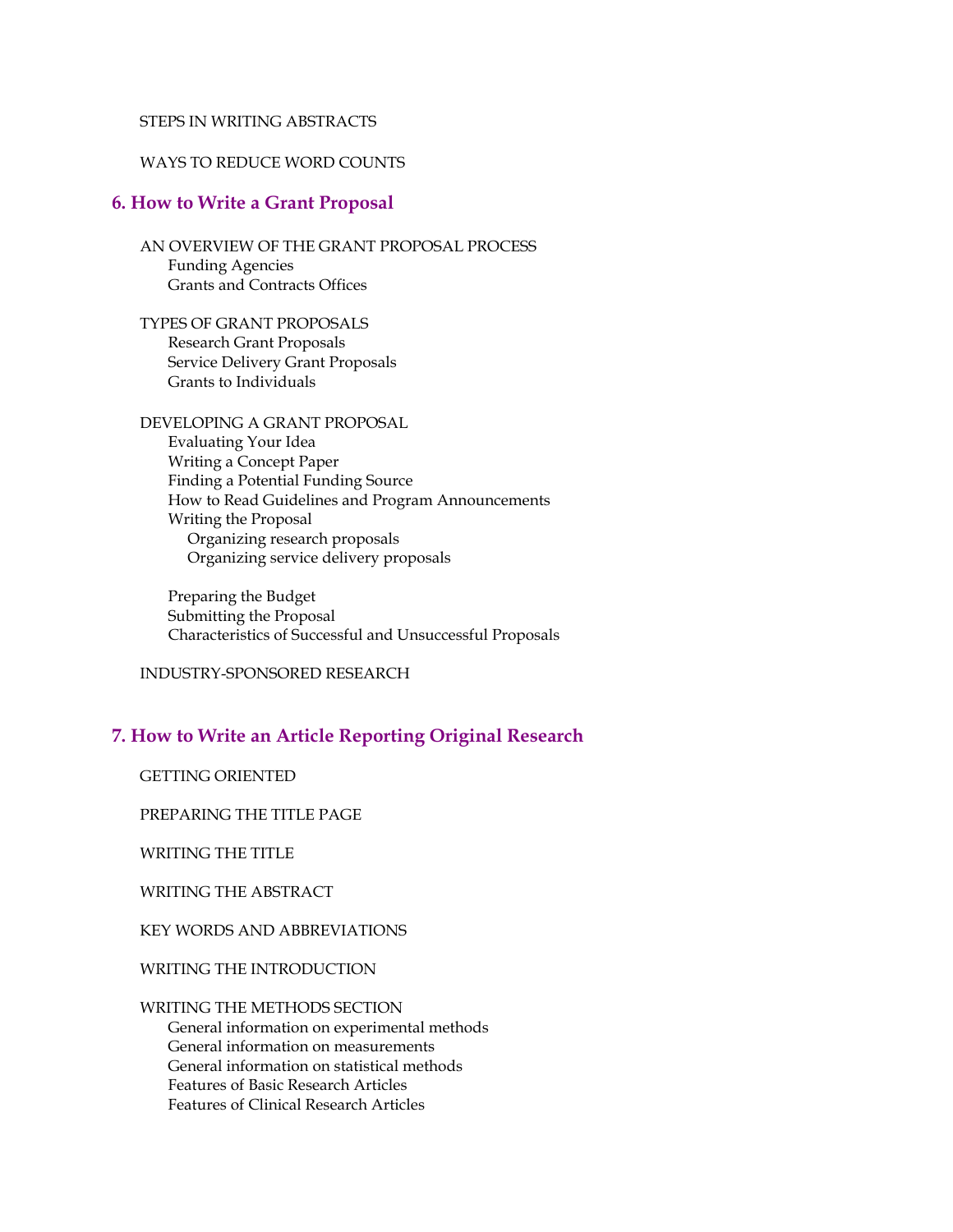STEPS IN WRITING ABSTRACTS

WAYS TO REDUCE WORD COUNTS

## 6. How to Write a Grant Proposal

AN OVERVIEW OF THE GRANT PROPOSAL PROCESS
- Funding Agencies
- Grants and Contracts Offices

TYPES OF GRANT PROPOSALS
- Research Grant Proposals
- Service Delivery Grant Proposals
- Grants to Individuals

DEVELOPING A GRANT PROPOSAL
- Evaluating Your Idea
- Writing a Concept Paper
- Finding a Potential Funding Source
- How to Read Guidelines and Program Announcements
- Writing the Proposal
  - Organizing research proposals
  - Organizing service delivery proposals

- Preparing the Budget
- Submitting the Proposal
- Characteristics of Successful and Unsuccessful Proposals

INDUSTRY-SPONSORED RESEARCH

## 7. How to Write an Article Reporting Original Research

GETTING ORIENTED

PREPARING THE TITLE PAGE

WRITING THE TITLE

WRITING THE ABSTRACT

KEY WORDS AND ABBREVIATIONS

WRITING THE INTRODUCTION

WRITING THE METHODS SECTION
- General information on experimental methods
- General information on measurements
- General information on statistical methods
- Features of Basic Research Articles
- Features of Clinical Research Articles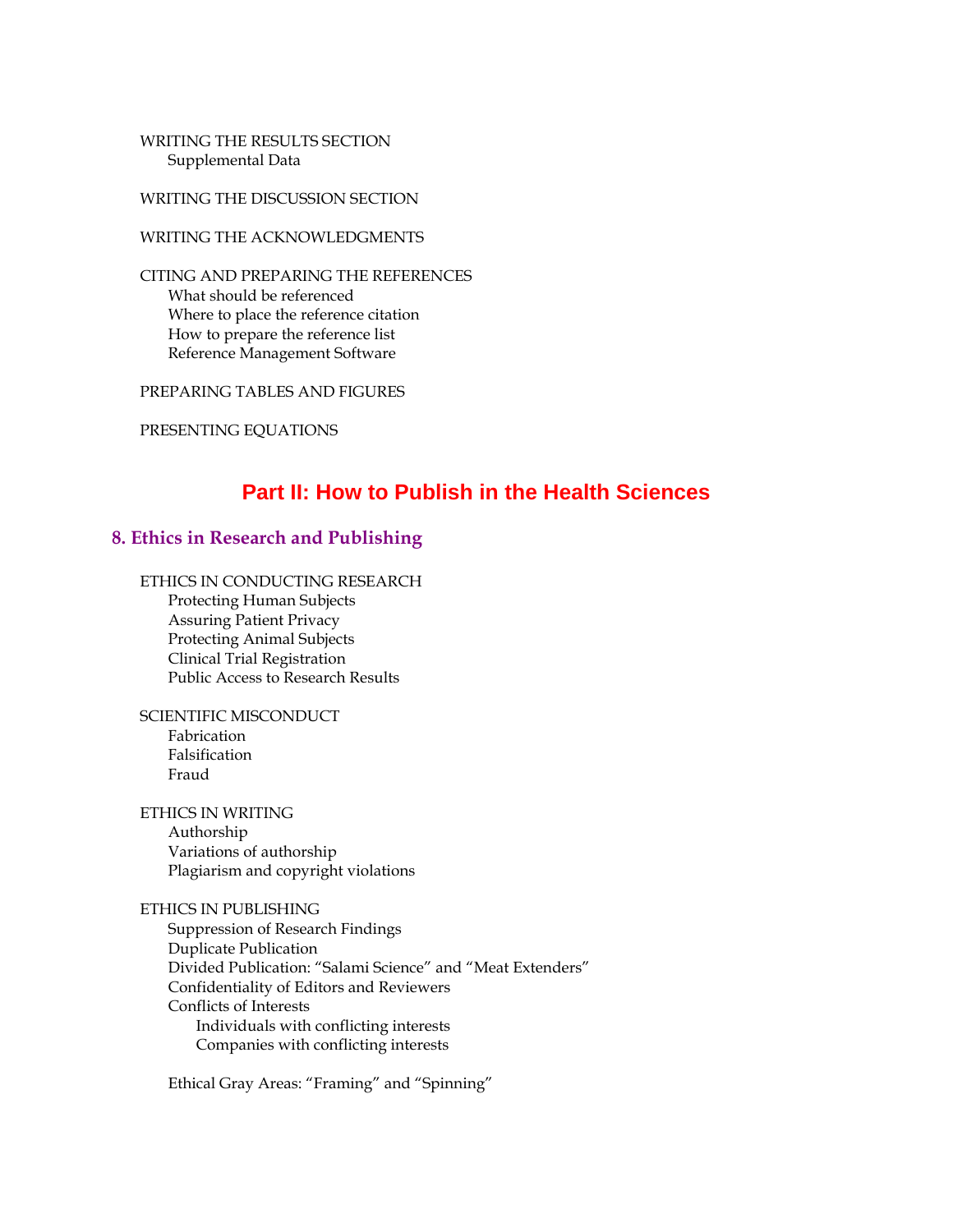WRITING THE RESULTS SECTION
- Supplemental Data

WRITING THE DISCUSSION SECTION

WRITING THE ACKNOWLEDGMENTS

CITING AND PREPARING THE REFERENCES
- What should be referenced
- Where to place the reference citation
- How to prepare the reference list
- Reference Management Software

PREPARING TABLES AND FIGURES

PRESENTING EQUATIONS

# Part II: How to Publish in the Health Sciences

## 8. Ethics in Research and Publishing

ETHICS IN CONDUCTING RESEARCH
- Protecting Human Subjects
- Assuring Patient Privacy
- Protecting Animal Subjects
- Clinical Trial Registration
- Public Access to Research Results

SCIENTIFIC MISCONDUCT
- Fabrication
- Falsification
- Fraud

ETHICS IN WRITING
- Authorship
- Variations of authorship
- Plagiarism and copyright violations

ETHICS IN PUBLISHING
- Suppression of Research Findings
- Duplicate Publication
- Divided Publication: "Salami Science" and "Meat Extenders"
- Confidentiality of Editors and Reviewers
- Conflicts of Interests
  - Individuals with conflicting interests
  - Companies with conflicting interests
- Ethical Gray Areas: "Framing" and "Spinning"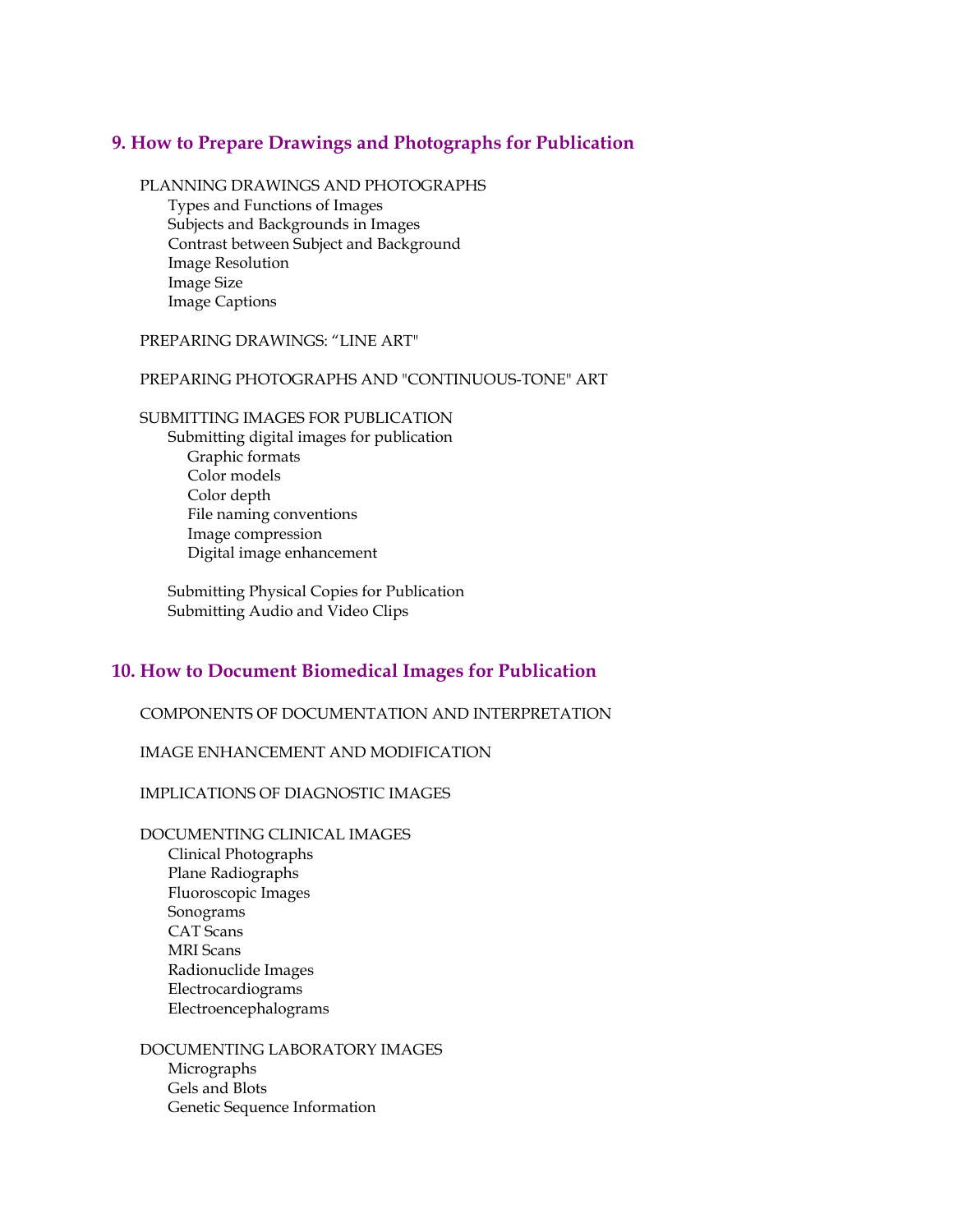## 9. How to Prepare Drawings and Photographs for Publication

- PLANNING DRAWINGS AND PHOTOGRAPHS
  - Types and Functions of Images
  - Subjects and Backgrounds in Images
  - Contrast between Subject and Background
  - Image Resolution
  - Image Size
  - Image Captions

- PREPARING DRAWINGS: "LINE ART"

- PREPARING PHOTOGRAPHS AND "CONTINUOUS-TONE" ART

- SUBMITTING IMAGES FOR PUBLICATION
  - Submitting digital images for publication
    - Graphic formats
    - Color models
    - Color depth
    - File naming conventions
    - Image compression
    - Digital image enhancement
  - Submitting Physical Copies for Publication
  - Submitting Audio and Video Clips

## 10. How to Document Biomedical Images for Publication

- COMPONENTS OF DOCUMENTATION AND INTERPRETATION

- IMAGE ENHANCEMENT AND MODIFICATION

- IMPLICATIONS OF DIAGNOSTIC IMAGES

- DOCUMENTING CLINICAL IMAGES
  - Clinical Photographs
  - Plane Radiographs
  - Fluoroscopic Images
  - Sonograms
  - CAT Scans
  - MRI Scans
  - Radionuclide Images
  - Electrocardiograms
  - Electroencephalograms

- DOCUMENTING LABORATORY IMAGES
  - Micrographs
  - Gels and Blots
  - Genetic Sequence Information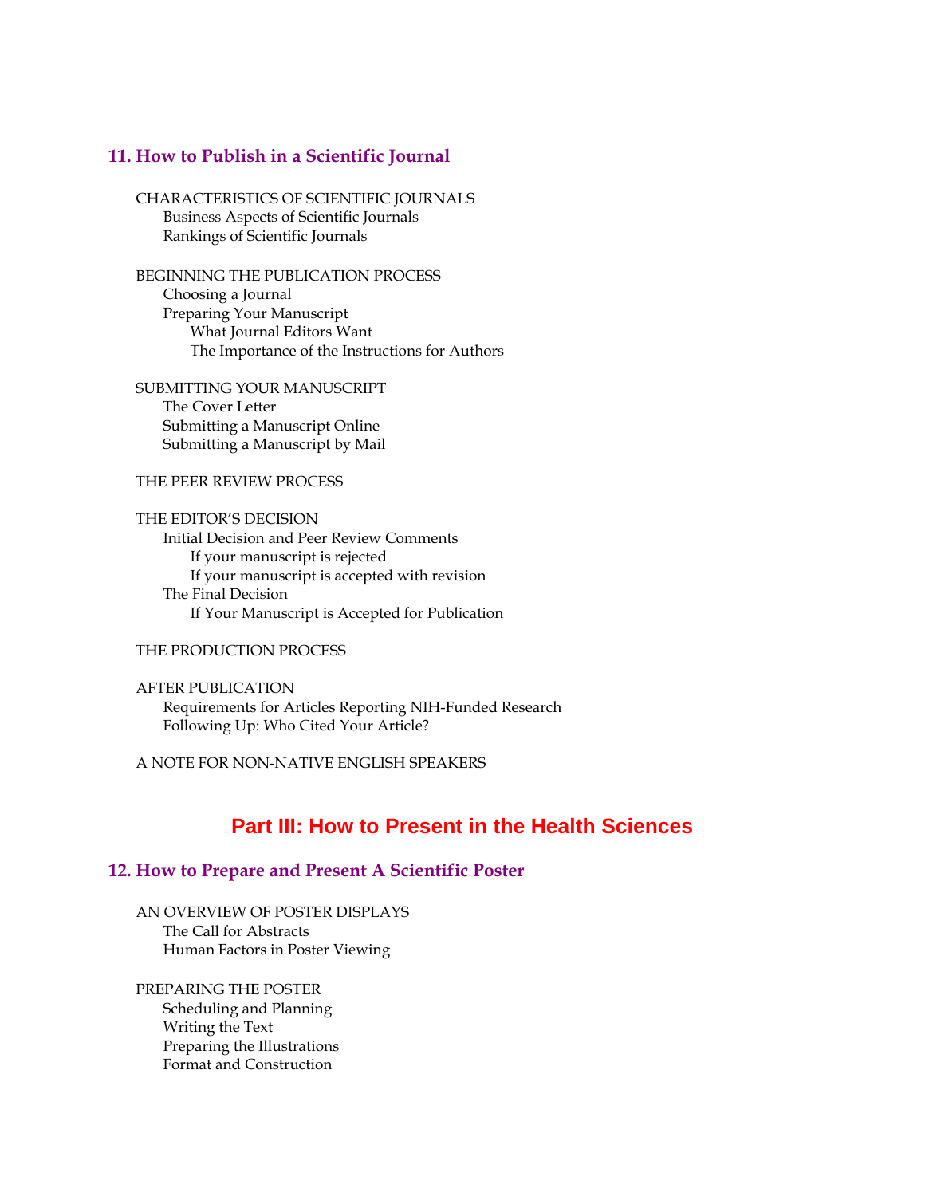## 11. How to Publish in a Scientific Journal

CHARACTERISTICS OF SCIENTIFIC JOURNALS
- Business Aspects of Scientific Journals
- Rankings of Scientific Journals

BEGINNING THE PUBLICATION PROCESS
- Choosing a Journal
- Preparing Your Manuscript
  - What Journal Editors Want
  - The Importance of the Instructions for Authors

SUBMITTING YOUR MANUSCRIPT
- The Cover Letter
- Submitting a Manuscript Online
- Submitting a Manuscript by Mail

THE PEER REVIEW PROCESS

THE EDITOR'S DECISION
- Initial Decision and Peer Review Comments
  - If your manuscript is rejected
  - If your manuscript is accepted with revision
- The Final Decision
  - If Your Manuscript is Accepted for Publication

THE PRODUCTION PROCESS

AFTER PUBLICATION
- Requirements for Articles Reporting NIH-Funded Research
- Following Up: Who Cited Your Article?

A NOTE FOR NON-NATIVE ENGLISH SPEAKERS

# Part III: How to Present in the Health Sciences

## 12. How to Prepare and Present A Scientific Poster

AN OVERVIEW OF POSTER DISPLAYS
- The Call for Abstracts
- Human Factors in Poster Viewing

PREPARING THE POSTER
- Scheduling and Planning
- Writing the Text
- Preparing the Illustrations
- Format and Construction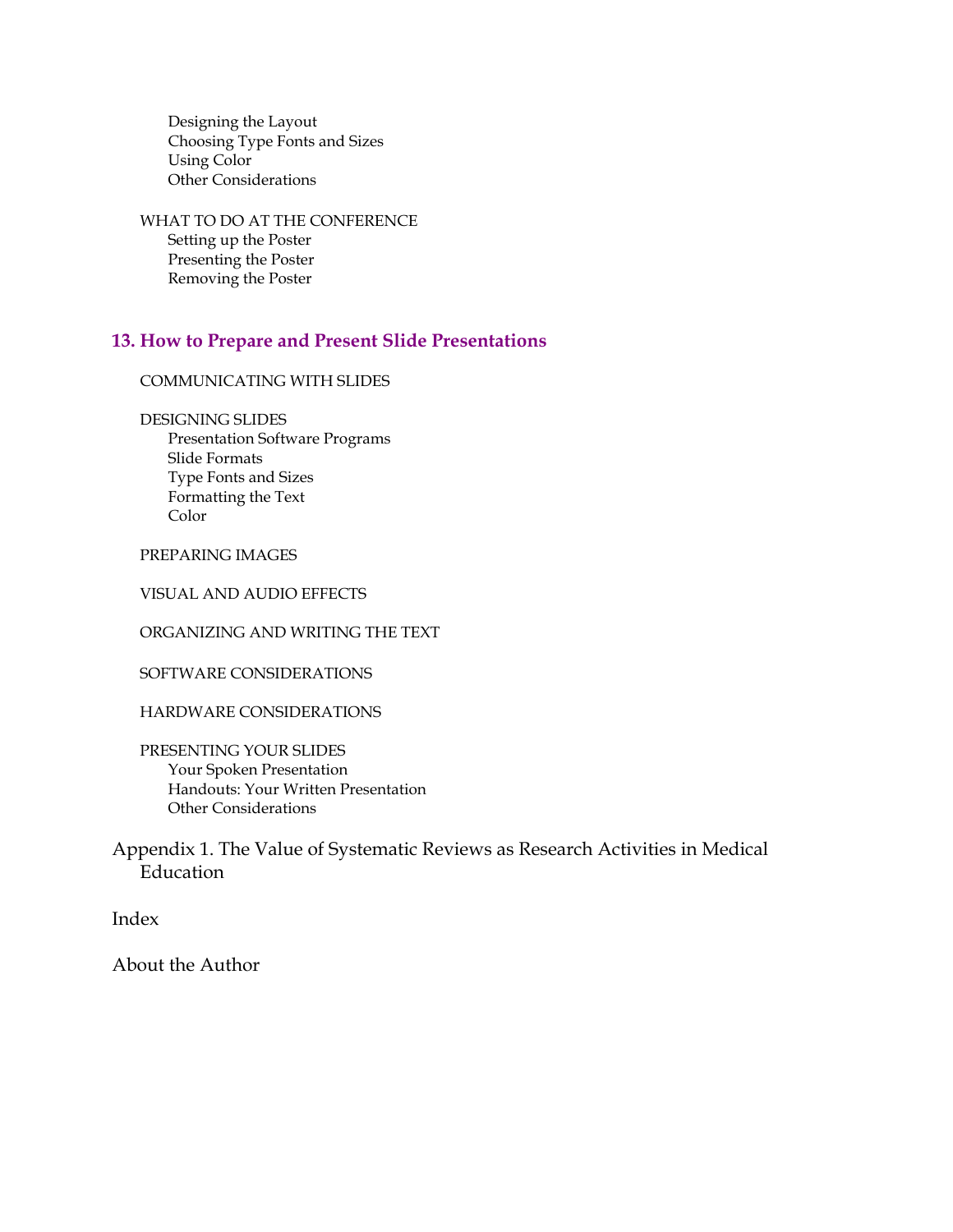Designing the Layout
Choosing Type Fonts and Sizes
Using Color
Other Considerations

WHAT TO DO AT THE CONFERENCE
Setting up the Poster
Presenting the Poster
Removing the Poster

## 13. How to Prepare and Present Slide Presentations

COMMUNICATING WITH SLIDES

DESIGNING SLIDES
Presentation Software Programs
Slide Formats
Type Fonts and Sizes
Formatting the Text
Color

PREPARING IMAGES

VISUAL AND AUDIO EFFECTS

ORGANIZING AND WRITING THE TEXT

SOFTWARE CONSIDERATIONS

HARDWARE CONSIDERATIONS

PRESENTING YOUR SLIDES
Your Spoken Presentation
Handouts: Your Written Presentation
Other Considerations

Appendix 1. The Value of Systematic Reviews as Research Activities in Medical Education

Index

About the Author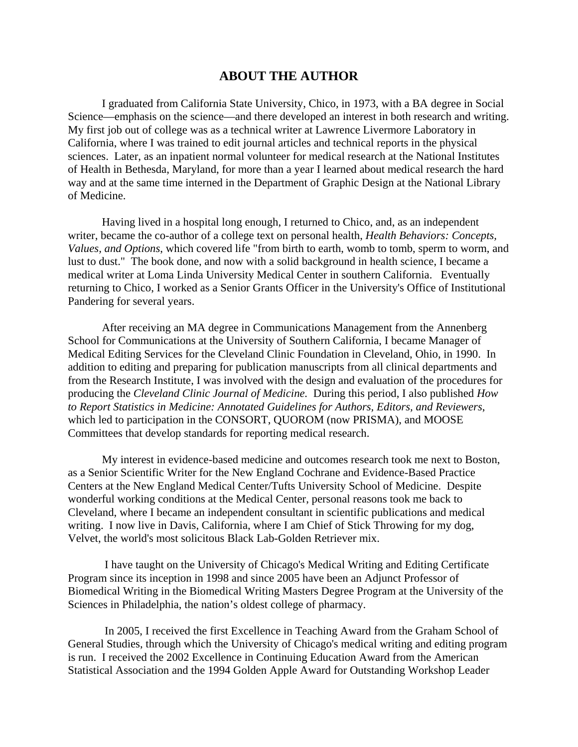# ABOUT THE AUTHOR

I graduated from California State University, Chico, in 1973, with a BA degree in Social Science—emphasis on the science—and there developed an interest in both research and writing. My first job out of college was as a technical writer at Lawrence Livermore Laboratory in California, where I was trained to edit journal articles and technical reports in the physical sciences. Later, as an inpatient normal volunteer for medical research at the National Institutes of Health in Bethesda, Maryland, for more than a year I learned about medical research the hard way and at the same time interned in the Department of Graphic Design at the National Library of Medicine.

Having lived in a hospital long enough, I returned to Chico, and, as an independent writer, became the co-author of a college text on personal health, *Health Behaviors: Concepts, Values, and Options,* which covered life "from birth to earth, womb to tomb, sperm to worm, and lust to dust." The book done, and now with a solid background in health science, I became a medical writer at Loma Linda University Medical Center in southern California. Eventually returning to Chico, I worked as a Senior Grants Officer in the University's Office of Institutional Pandering for several years.

After receiving an MA degree in Communications Management from the Annenberg School for Communications at the University of Southern California, I became Manager of Medical Editing Services for the Cleveland Clinic Foundation in Cleveland, Ohio, in 1990. In addition to editing and preparing for publication manuscripts from all clinical departments and from the Research Institute, I was involved with the design and evaluation of the procedures for producing the *Cleveland Clinic Journal of Medicine.* During this period, I also published *How to Report Statistics in Medicine: Annotated Guidelines for Authors, Editors, and Reviewers*, which led to participation in the CONSORT, QUOROM (now PRISMA), and MOOSE Committees that develop standards for reporting medical research.

My interest in evidence-based medicine and outcomes research took me next to Boston, as a Senior Scientific Writer for the New England Cochrane and Evidence-Based Practice Centers at the New England Medical Center/Tufts University School of Medicine. Despite wonderful working conditions at the Medical Center, personal reasons took me back to Cleveland, where I became an independent consultant in scientific publications and medical writing. I now live in Davis, California, where I am Chief of Stick Throwing for my dog, Velvet, the world's most solicitous Black Lab-Golden Retriever mix.

I have taught on the University of Chicago's Medical Writing and Editing Certificate Program since its inception in 1998 and since 2005 have been an Adjunct Professor of Biomedical Writing in the Biomedical Writing Masters Degree Program at the University of the Sciences in Philadelphia, the nation's oldest college of pharmacy.

In 2005, I received the first Excellence in Teaching Award from the Graham School of General Studies, through which the University of Chicago's medical writing and editing program is run. I received the 2002 Excellence in Continuing Education Award from the American Statistical Association and the 1994 Golden Apple Award for Outstanding Workshop Leader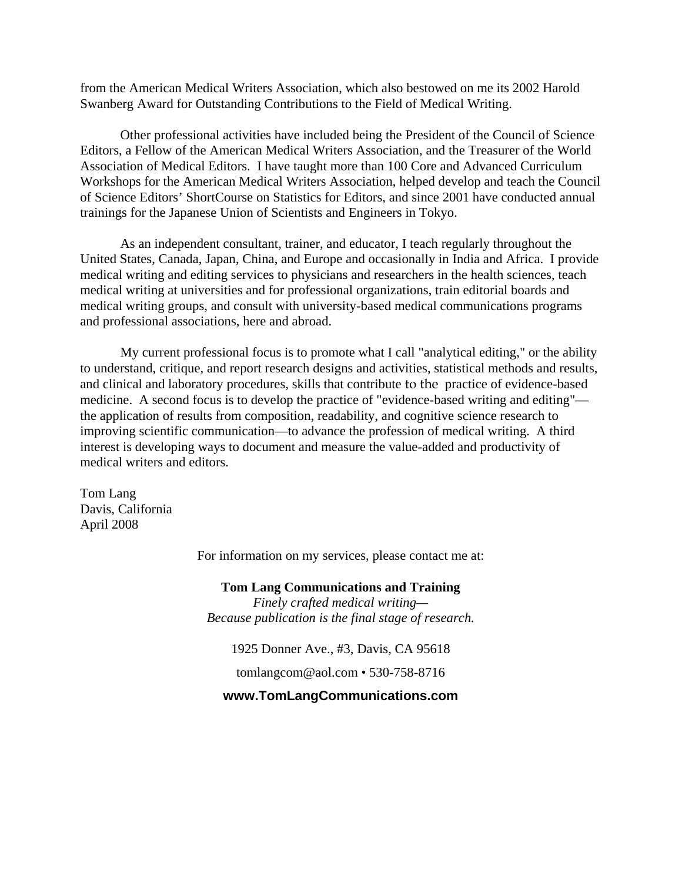from the American Medical Writers Association, which also bestowed on me its 2002 Harold Swanberg Award for Outstanding Contributions to the Field of Medical Writing.

Other professional activities have included being the President of the Council of Science Editors, a Fellow of the American Medical Writers Association, and the Treasurer of the World Association of Medical Editors. I have taught more than 100 Core and Advanced Curriculum Workshops for the American Medical Writers Association, helped develop and teach the Council of Science Editors' ShortCourse on Statistics for Editors, and since 2001 have conducted annual trainings for the Japanese Union of Scientists and Engineers in Tokyo.

As an independent consultant, trainer, and educator, I teach regularly throughout the United States, Canada, Japan, China, and Europe and occasionally in India and Africa. I provide medical writing and editing services to physicians and researchers in the health sciences, teach medical writing at universities and for professional organizations, train editorial boards and medical writing groups, and consult with university-based medical communications programs and professional associations, here and abroad.

My current professional focus is to promote what I call "analytical editing," or the ability to understand, critique, and report research designs and activities, statistical methods and results, and clinical and laboratory procedures, skills that contribute to the practice of evidence-based medicine. A second focus is to develop the practice of "evidence-based writing and editing"—the application of results from composition, readability, and cognitive science research to improving scientific communication—to advance the profession of medical writing. A third interest is developing ways to document and measure the value-added and productivity of medical writers and editors.

Tom Lang
Davis, California
April 2008

For information on my services, please contact me at:

**Tom Lang Communications and Training**
*Finely crafted medical writing—*
*Because publication is the final stage of research.*

1925 Donner Ave., #3, Davis, CA 95618

tomlangcom@aol.com • 530-758-8716

**www.TomLangCommunications.com**